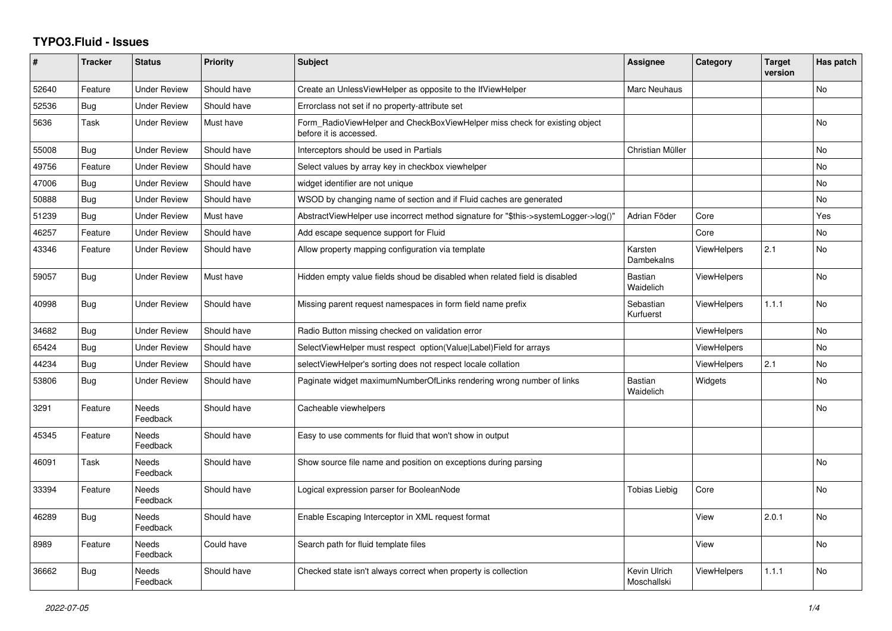# TYPO3.Fluid - Issues

| # | Tracker | Status | Priority | Subject | Assignee | Category | Target version | Has patch |
|---|---|---|---|---|---|---|---|---|
| 52640 | Feature | Under Review | Should have | Create an UnlessViewHelper as opposite to the IfViewHelper | Marc Neuhaus | | | No |
| 52536 | Bug | Under Review | Should have | Errorclass not set if no property-attribute set | | | | |
| 5636 | Task | Under Review | Must have | Form_RadioViewHelper and CheckBoxViewHelper miss check for existing object before it is accessed. | | | | No |
| 55008 | Bug | Under Review | Should have | Interceptors should be used in Partials | Christian Müller | | | No |
| 49756 | Feature | Under Review | Should have | Select values by array key in checkbox viewhelper | | | | No |
| 47006 | Bug | Under Review | Should have | widget identifier are not unique | | | | No |
| 50888 | Bug | Under Review | Should have | WSOD by changing name of section and if Fluid caches are generated | | | | No |
| 51239 | Bug | Under Review | Must have | AbstractViewHelper use incorrect method signature for "$this->systemLogger->log()" | Adrian Föder | Core | | Yes |
| 46257 | Feature | Under Review | Should have | Add escape sequence support for Fluid | | Core | | No |
| 43346 | Feature | Under Review | Should have | Allow property mapping configuration via template | Karsten Dambekalns | ViewHelpers | 2.1 | No |
| 59057 | Bug | Under Review | Must have | Hidden empty value fields shoud be disabled when related field is disabled | Bastian Waidelich | ViewHelpers | | No |
| 40998 | Bug | Under Review | Should have | Missing parent request namespaces in form field name prefix | Sebastian Kurfuerst | ViewHelpers | 1.1.1 | No |
| 34682 | Bug | Under Review | Should have | Radio Button missing checked on validation error | | ViewHelpers | | No |
| 65424 | Bug | Under Review | Should have | SelectViewHelper must respect option(Value\|Label)Field for arrays | | ViewHelpers | | No |
| 44234 | Bug | Under Review | Should have | selectViewHelper's sorting does not respect locale collation | | ViewHelpers | 2.1 | No |
| 53806 | Bug | Under Review | Should have | Paginate widget maximumNumberOfLinks rendering wrong number of links | Bastian Waidelich | Widgets | | No |
| 3291 | Feature | Needs Feedback | Should have | Cacheable viewhelpers | | | | No |
| 45345 | Feature | Needs Feedback | Should have | Easy to use comments for fluid that won't show in output | | | | |
| 46091 | Task | Needs Feedback | Should have | Show source file name and position on exceptions during parsing | | | | No |
| 33394 | Feature | Needs Feedback | Should have | Logical expression parser for BooleanNode | Tobias Liebig | Core | | No |
| 46289 | Bug | Needs Feedback | Should have | Enable Escaping Interceptor in XML request format | | View | 2.0.1 | No |
| 8989 | Feature | Needs Feedback | Could have | Search path for fluid template files | | View | | No |
| 36662 | Bug | Needs Feedback | Should have | Checked state isn't always correct when property is collection | Kevin Ulrich Moschallski | ViewHelpers | 1.1.1 | No |

*2022-07-05*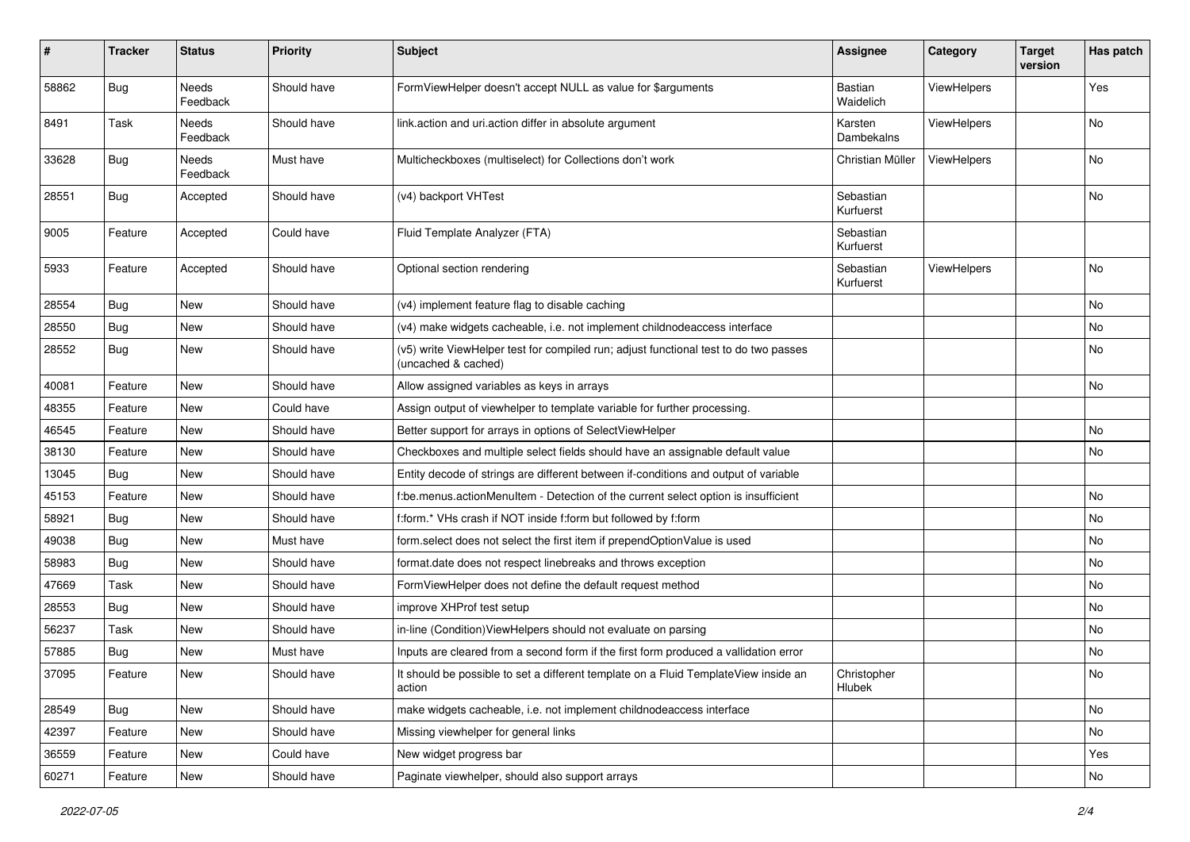| # | Tracker | Status | Priority | Subject | Assignee | Category | Target version | Has patch |
|---|---|---|---|---|---|---|---|---|
| 58862 | Bug | Needs Feedback | Should have | FormViewHelper doesn't accept NULL as value for $arguments | Bastian Waidelich | ViewHelpers | | Yes |
| 8491 | Task | Needs Feedback | Should have | link.action and uri.action differ in absolute argument | Karsten Dambekalns | ViewHelpers | | No |
| 33628 | Bug | Needs Feedback | Must have | Multicheckboxes (multiselect) for Collections don't work | Christian Müller | ViewHelpers | | No |
| 28551 | Bug | Accepted | Should have | (v4) backport VHTest | Sebastian Kurfuerst | | | No |
| 9005 | Feature | Accepted | Could have | Fluid Template Analyzer (FTA) | Sebastian Kurfuerst | | | |
| 5933 | Feature | Accepted | Should have | Optional section rendering | Sebastian Kurfuerst | ViewHelpers | | No |
| 28554 | Bug | New | Should have | (v4) implement feature flag to disable caching | | | | No |
| 28550 | Bug | New | Should have | (v4) make widgets cacheable, i.e. not implement childnodeaccess interface | | | | No |
| 28552 | Bug | New | Should have | (v5) write ViewHelper test for compiled run; adjust functional test to do two passes (uncached & cached) | | | | No |
| 40081 | Feature | New | Should have | Allow assigned variables as keys in arrays | | | | No |
| 48355 | Feature | New | Could have | Assign output of viewhelper to template variable for further processing. | | | | |
| 46545 | Feature | New | Should have | Better support for arrays in options of SelectViewHelper | | | | No |
| 38130 | Feature | New | Should have | Checkboxes and multiple select fields should have an assignable default value | | | | No |
| 13045 | Bug | New | Should have | Entity decode of strings are different between if-conditions and output of variable | | | | |
| 45153 | Feature | New | Should have | f:be.menus.actionMenuItem - Detection of the current select option is insufficient | | | | No |
| 58921 | Bug | New | Should have | f:form.* VHs crash if NOT inside f:form but followed by f:form | | | | No |
| 49038 | Bug | New | Must have | form.select does not select the first item if prependOptionValue is used | | | | No |
| 58983 | Bug | New | Should have | format.date does not respect linebreaks and throws exception | | | | No |
| 47669 | Task | New | Should have | FormViewHelper does not define the default request method | | | | No |
| 28553 | Bug | New | Should have | improve XHProf test setup | | | | No |
| 56237 | Task | New | Should have | in-line (Condition)ViewHelpers should not evaluate on parsing | | | | No |
| 57885 | Bug | New | Must have | Inputs are cleared from a second form if the first form produced a vallidation error | | | | No |
| 37095 | Feature | New | Should have | It should be possible to set a different template on a Fluid TemplateView inside an action | Christopher Hlubek | | | No |
| 28549 | Bug | New | Should have | make widgets cacheable, i.e. not implement childnodeaccess interface | | | | No |
| 42397 | Feature | New | Should have | Missing viewhelper for general links | | | | No |
| 36559 | Feature | New | Could have | New widget progress bar | | | | Yes |
| 60271 | Feature | New | Should have | Paginate viewhelper, should also support arrays | | | | No |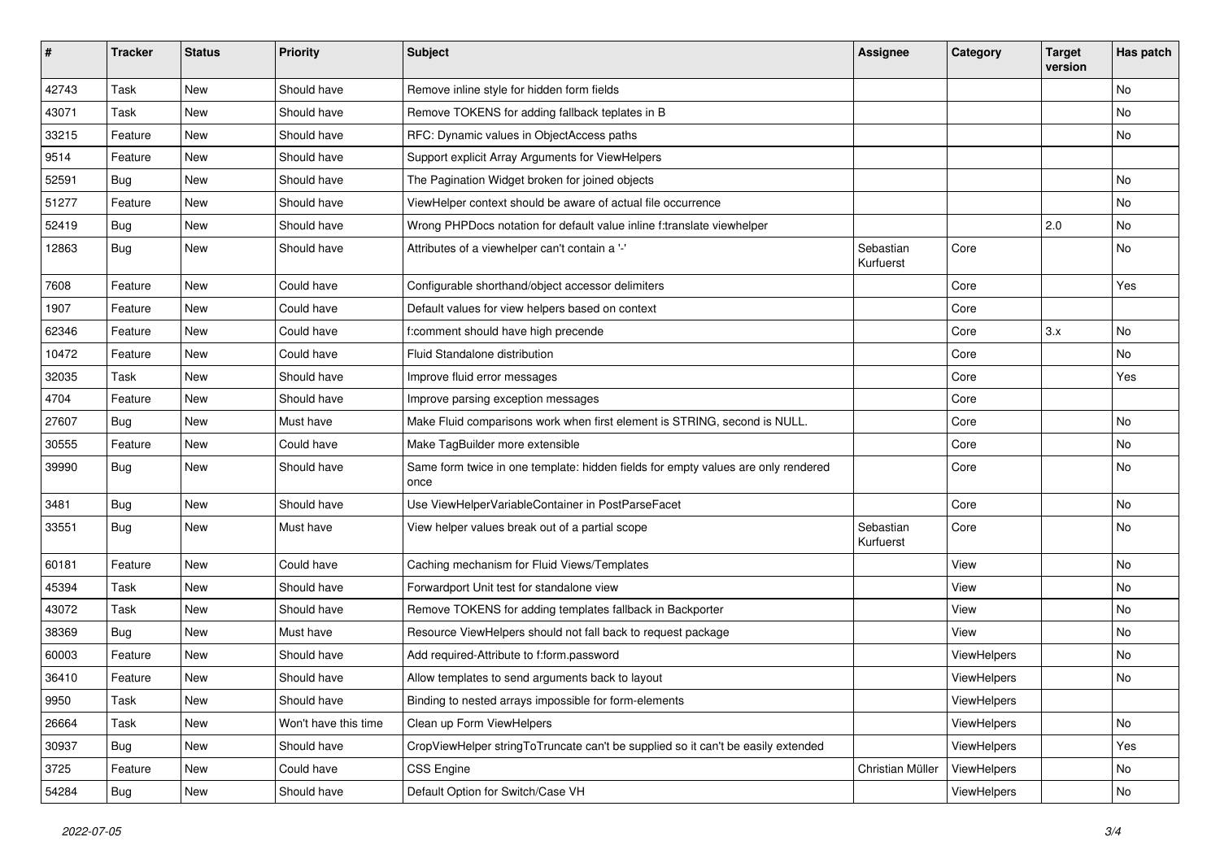| # | Tracker | Status | Priority | Subject | Assignee | Category | Target version | Has patch |
|---|---|---|---|---|---|---|---|---|
| 42743 | Task | New | Should have | Remove inline style for hidden form fields | | | | No |
| 43071 | Task | New | Should have | Remove TOKENS for adding fallback teplates in B | | | | No |
| 33215 | Feature | New | Should have | RFC: Dynamic values in ObjectAccess paths | | | | No |
| 9514 | Feature | New | Should have | Support explicit Array Arguments for ViewHelpers | | | | |
| 52591 | Bug | New | Should have | The Pagination Widget broken for joined objects | | | | No |
| 51277 | Feature | New | Should have | ViewHelper context should be aware of actual file occurrence | | | | No |
| 52419 | Bug | New | Should have | Wrong PHPDocs notation for default value inline f:translate viewhelper | | | 2.0 | No |
| 12863 | Bug | New | Should have | Attributes of a viewhelper can't contain a '-' | Sebastian Kurfuerst | Core | | No |
| 7608 | Feature | New | Could have | Configurable shorthand/object accessor delimiters | | Core | | Yes |
| 1907 | Feature | New | Could have | Default values for view helpers based on context | | Core | | |
| 62346 | Feature | New | Could have | f:comment should have high precende | | Core | 3.x | No |
| 10472 | Feature | New | Could have | Fluid Standalone distribution | | Core | | No |
| 32035 | Task | New | Should have | Improve fluid error messages | | Core | | Yes |
| 4704 | Feature | New | Should have | Improve parsing exception messages | | Core | | |
| 27607 | Bug | New | Must have | Make Fluid comparisons work when first element is STRING, second is NULL. | | Core | | No |
| 30555 | Feature | New | Could have | Make TagBuilder more extensible | | Core | | No |
| 39990 | Bug | New | Should have | Same form twice in one template: hidden fields for empty values are only rendered once | | Core | | No |
| 3481 | Bug | New | Should have | Use ViewHelperVariableContainer in PostParseFacet | | Core | | No |
| 33551 | Bug | New | Must have | View helper values break out of a partial scope | Sebastian Kurfuerst | Core | | No |
| 60181 | Feature | New | Could have | Caching mechanism for Fluid Views/Templates | | View | | No |
| 45394 | Task | New | Should have | Forwardport Unit test for standalone view | | View | | No |
| 43072 | Task | New | Should have | Remove TOKENS for adding templates fallback in Backporter | | View | | No |
| 38369 | Bug | New | Must have | Resource ViewHelpers should not fall back to request package | | View | | No |
| 60003 | Feature | New | Should have | Add required-Attribute to f:form.password | | ViewHelpers | | No |
| 36410 | Feature | New | Should have | Allow templates to send arguments back to layout | | ViewHelpers | | No |
| 9950 | Task | New | Should have | Binding to nested arrays impossible for form-elements | | ViewHelpers | | |
| 26664 | Task | New | Won't have this time | Clean up Form ViewHelpers | | ViewHelpers | | No |
| 30937 | Bug | New | Should have | CropViewHelper stringToTruncate can't be supplied so it can't be easily extended | | ViewHelpers | | Yes |
| 3725 | Feature | New | Could have | CSS Engine | Christian Müller | ViewHelpers | | No |
| 54284 | Bug | New | Should have | Default Option for Switch/Case VH | | ViewHelpers | | No |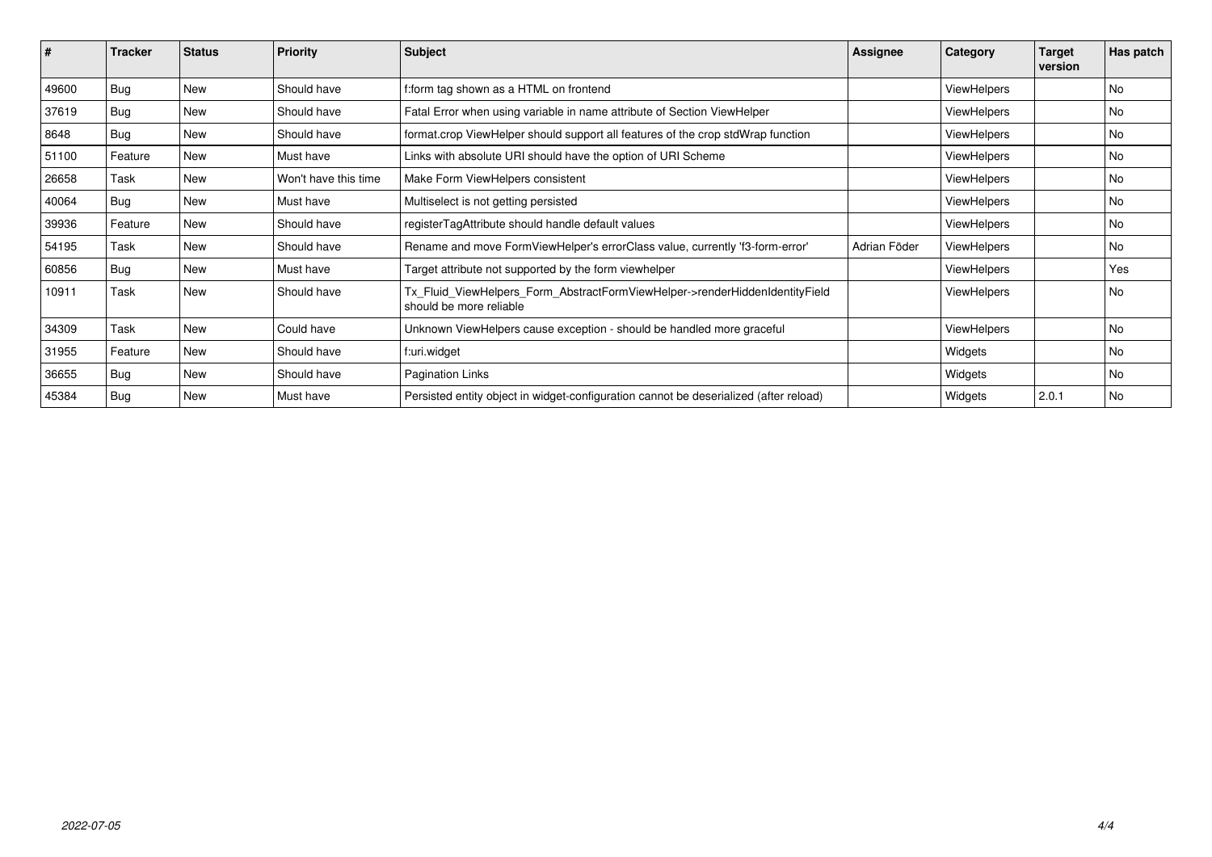| # | Tracker | Status | Priority | Subject | Assignee | Category | Target version | Has patch |
|---|---|---|---|---|---|---|---|---|
| 49600 | Bug | New | Should have | f:form tag shown as a HTML on frontend | | ViewHelpers | | No |
| 37619 | Bug | New | Should have | Fatal Error when using variable in name attribute of Section ViewHelper | | ViewHelpers | | No |
| 8648 | Bug | New | Should have | format.crop ViewHelper should support all features of the crop stdWrap function | | ViewHelpers | | No |
| 51100 | Feature | New | Must have | Links with absolute URI should have the option of URI Scheme | | ViewHelpers | | No |
| 26658 | Task | New | Won't have this time | Make Form ViewHelpers consistent | | ViewHelpers | | No |
| 40064 | Bug | New | Must have | Multiselect is not getting persisted | | ViewHelpers | | No |
| 39936 | Feature | New | Should have | registerTagAttribute should handle default values | | ViewHelpers | | No |
| 54195 | Task | New | Should have | Rename and move FormViewHelper's errorClass value, currently 'f3-form-error' | Adrian Föder | ViewHelpers | | No |
| 60856 | Bug | New | Must have | Target attribute not supported by the form viewhelper | | ViewHelpers | | Yes |
| 10911 | Task | New | Should have | Tx_Fluid_ViewHelpers_Form_AbstractFormViewHelper->renderHiddenIdentityField should be more reliable | | ViewHelpers | | No |
| 34309 | Task | New | Could have | Unknown ViewHelpers cause exception - should be handled more graceful | | ViewHelpers | | No |
| 31955 | Feature | New | Should have | f:uri.widget | | Widgets | | No |
| 36655 | Bug | New | Should have | Pagination Links | | Widgets | | No |
| 45384 | Bug | New | Must have | Persisted entity object in widget-configuration cannot be deserialized (after reload) | | Widgets | 2.0.1 | No |

*2022-07-05*